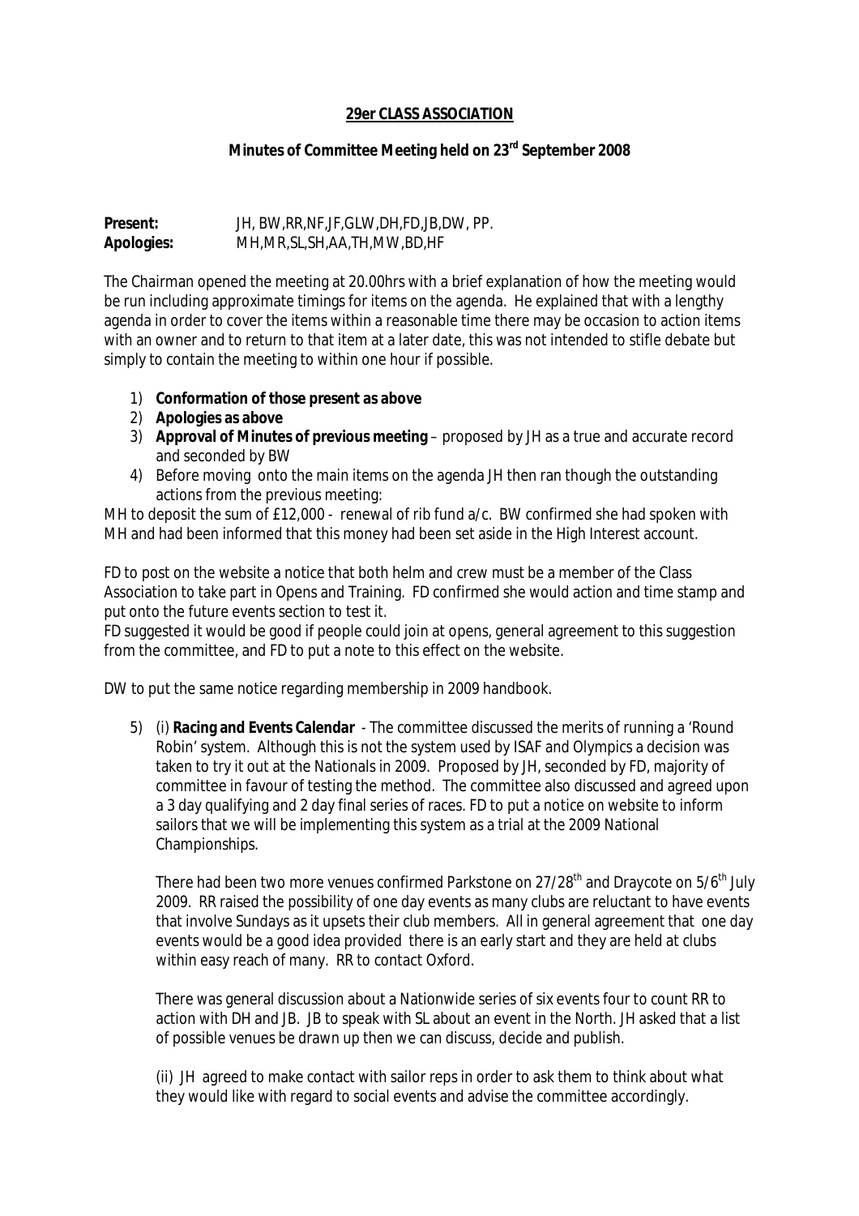**29er CLASS ASSOCIATION**

**Minutes of Committee Meeting held on 23rd September 2008**

**Present:** JH, BW,RR,NF,JF,GLW,DH,FD,JB,DW, PP.
**Apologies:** MH,MR,SL,SH,AA,TH,MW,BD,HF

The Chairman opened the meeting at 20.00hrs with a brief explanation of how the meeting would be run including approximate timings for items on the agenda. He explained that with a lengthy agenda in order to cover the items within a reasonable time there may be occasion to action items with an owner and to return to that item at a later date, this was not intended to stifle debate but simply to contain the meeting to within one hour if possible.

1) **Conformation of those present as above**
2) **Apologies as above**
3) **Approval of Minutes of previous meeting** – proposed by JH as a true and accurate record and seconded by BW
4) Before moving onto the main items on the agenda JH then ran though the outstanding actions from the previous meeting:

MH to deposit the sum of £12,000 - renewal of rib fund a/c. BW confirmed she had spoken with MH and had been informed that this money had been set aside in the High Interest account.

FD to post on the website a notice that both helm and crew must be a member of the Class Association to take part in Opens and Training. FD confirmed she would action and time stamp and put onto the future events section to test it.
FD suggested it would be good if people could join at opens, general agreement to this suggestion from the committee, and FD to put a note to this effect on the website.

DW to put the same notice regarding membership in 2009 handbook.

5) (i) **Racing and Events Calendar** - The committee discussed the merits of running a 'Round Robin' system. Although this is not the system used by ISAF and Olympics a decision was taken to try it out at the Nationals in 2009. Proposed by JH, seconded by FD, majority of committee in favour of testing the method. The committee also discussed and agreed upon a 3 day qualifying and 2 day final series of races. FD to put a notice on website to inform sailors that we will be implementing this system as a trial at the 2009 National Championships.

   There had been two more venues confirmed Parkstone on 27/28th and Draycote on 5/6th July 2009. RR raised the possibility of one day events as many clubs are reluctant to have events that involve Sundays as it upsets their club members. All in general agreement that one day events would be a good idea provided there is an early start and they are held at clubs within easy reach of many. RR to contact Oxford.

   There was general discussion about a Nationwide series of six events four to count RR to action with DH and JB. JB to speak with SL about an event in the North. JH asked that a list of possible venues be drawn up then we can discuss, decide and publish.

   (ii) JH agreed to make contact with sailor reps in order to ask them to think about what they would like with regard to social events and advise the committee accordingly.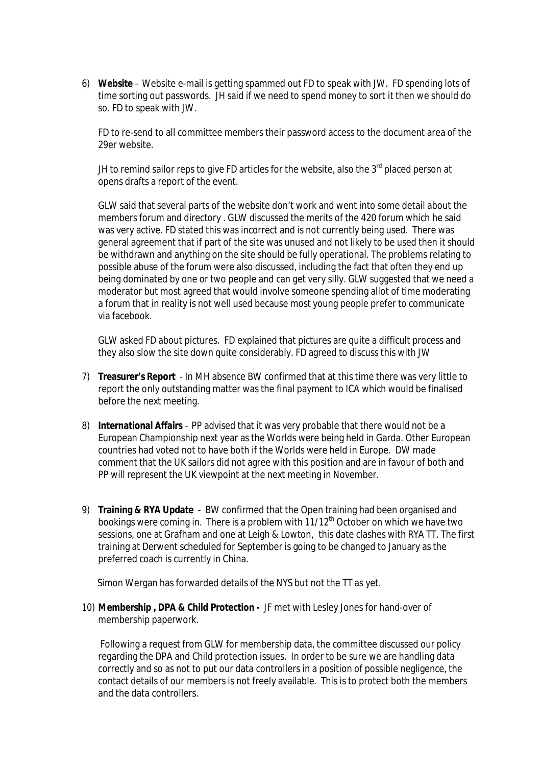6) **Website** – Website e-mail is getting spammed out FD to speak with JW. FD spending lots of time sorting out passwords. JH said if we need to spend money to sort it then we should do so. FD to speak with JW.

   FD to re-send to all committee members their password access to the document area of the 29er website.

   JH to remind sailor reps to give FD articles for the website, also the 3rd placed person at opens drafts a report of the event.

   GLW said that several parts of the website don't work and went into some detail about the members forum and directory . GLW discussed the merits of the 420 forum which he said was very active. FD stated this was incorrect and is not currently being used. There was general agreement that if part of the site was unused and not likely to be used then it should be withdrawn and anything on the site should be fully operational. The problems relating to possible abuse of the forum were also discussed, including the fact that often they end up being dominated by one or two people and can get very silly. GLW suggested that we need a moderator but most agreed that would involve someone spending allot of time moderating a forum that in reality is not well used because most young people prefer to communicate via facebook.

   GLW asked FD about pictures. FD explained that pictures are quite a difficult process and they also slow the site down quite considerably. FD agreed to discuss this with JW

7) **Treasurer's Report** - In MH absence BW confirmed that at this time there was very little to report the only outstanding matter was the final payment to ICA which would be finalised before the next meeting.

8) **International Affairs** – PP advised that it was very probable that there would not be a European Championship next year as the Worlds were being held in Garda. Other European countries had voted not to have both if the Worlds were held in Europe. DW made comment that the UK sailors did not agree with this position and are in favour of both and PP will represent the UK viewpoint at the next meeting in November.

9) **Training & RYA Update** - BW confirmed that the Open training had been organised and bookings were coming in. There is a problem with 11/12th October on which we have two sessions, one at Grafham and one at Leigh & Lowton, this date clashes with RYA TT. The first training at Derwent scheduled for September is going to be changed to January as the preferred coach is currently in China.

   Simon Wergan has forwarded details of the NYS but not the TT as yet.

10) **Membership , DPA & Child Protection -** JF met with Lesley Jones for hand-over of membership paperwork.

   Following a request from GLW for membership data, the committee discussed our policy regarding the DPA and Child protection issues. In order to be sure we are handling data correctly and so as not to put our data controllers in a position of possible negligence, the contact details of our members is not freely available. This is to protect both the members and the data controllers.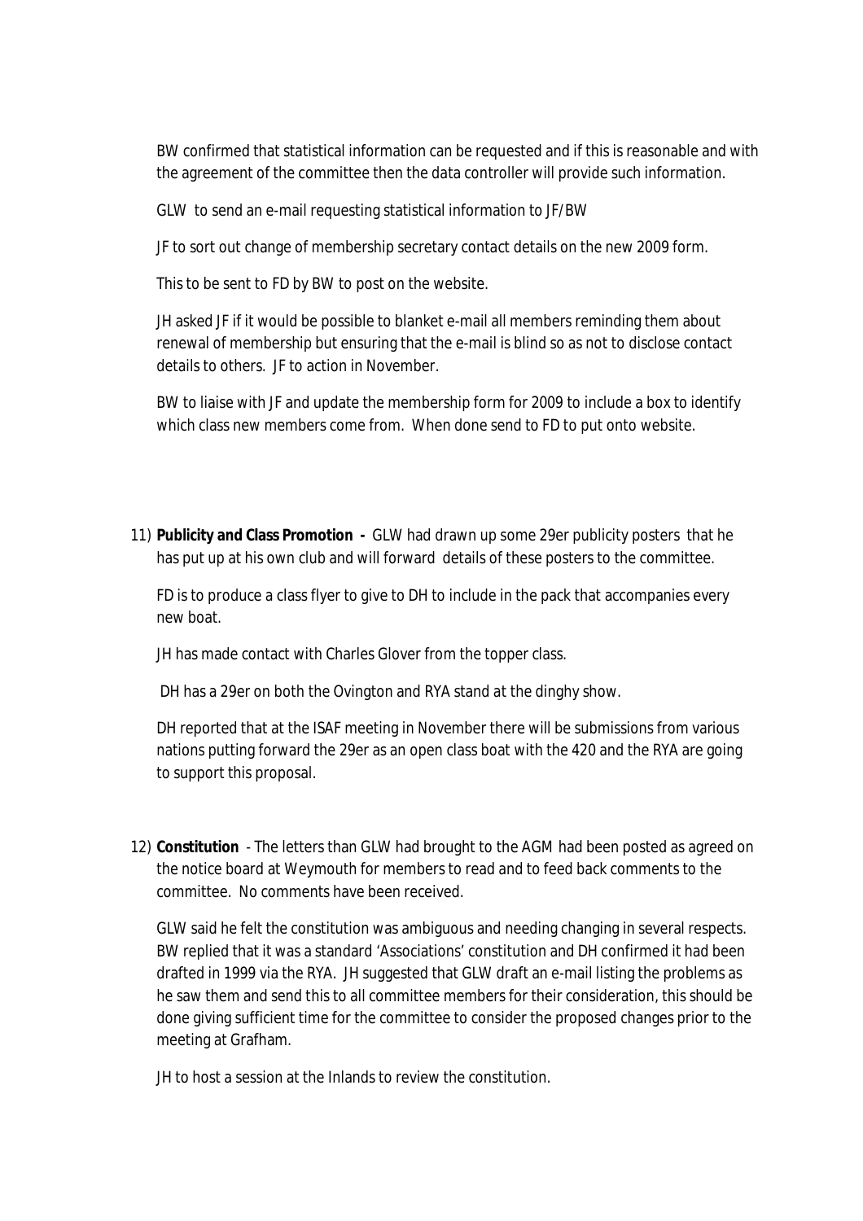BW confirmed that statistical information can be requested and if this is reasonable and with the agreement of the committee then the data controller will provide such information.

GLW to send an e-mail requesting statistical information to JF/BW

JF to sort out change of membership secretary contact details on the new 2009 form.

This to be sent to FD by BW to post on the website.

JH asked JF if it would be possible to blanket e-mail all members reminding them about renewal of membership but ensuring that the e-mail is blind so as not to disclose contact details to others. JF to action in November.

BW to liaise with JF and update the membership form for 2009 to include a box to identify which class new members come from. When done send to FD to put onto website.

11) **Publicity and Class Promotion -** GLW had drawn up some 29er publicity posters that he has put up at his own club and will forward details of these posters to the committee.

FD is to produce a class flyer to give to DH to include in the pack that accompanies every new boat.

JH has made contact with Charles Glover from the topper class.

DH has a 29er on both the Ovington and RYA stand at the dinghy show.

DH reported that at the ISAF meeting in November there will be submissions from various nations putting forward the 29er as an open class boat with the 420 and the RYA are going to support this proposal.

12) **Constitution** - The letters than GLW had brought to the AGM had been posted as agreed on the notice board at Weymouth for members to read and to feed back comments to the committee. No comments have been received.

GLW said he felt the constitution was ambiguous and needing changing in several respects. BW replied that it was a standard 'Associations' constitution and DH confirmed it had been drafted in 1999 via the RYA. JH suggested that GLW draft an e-mail listing the problems as he saw them and send this to all committee members for their consideration, this should be done giving sufficient time for the committee to consider the proposed changes prior to the meeting at Grafham.

JH to host a session at the Inlands to review the constitution.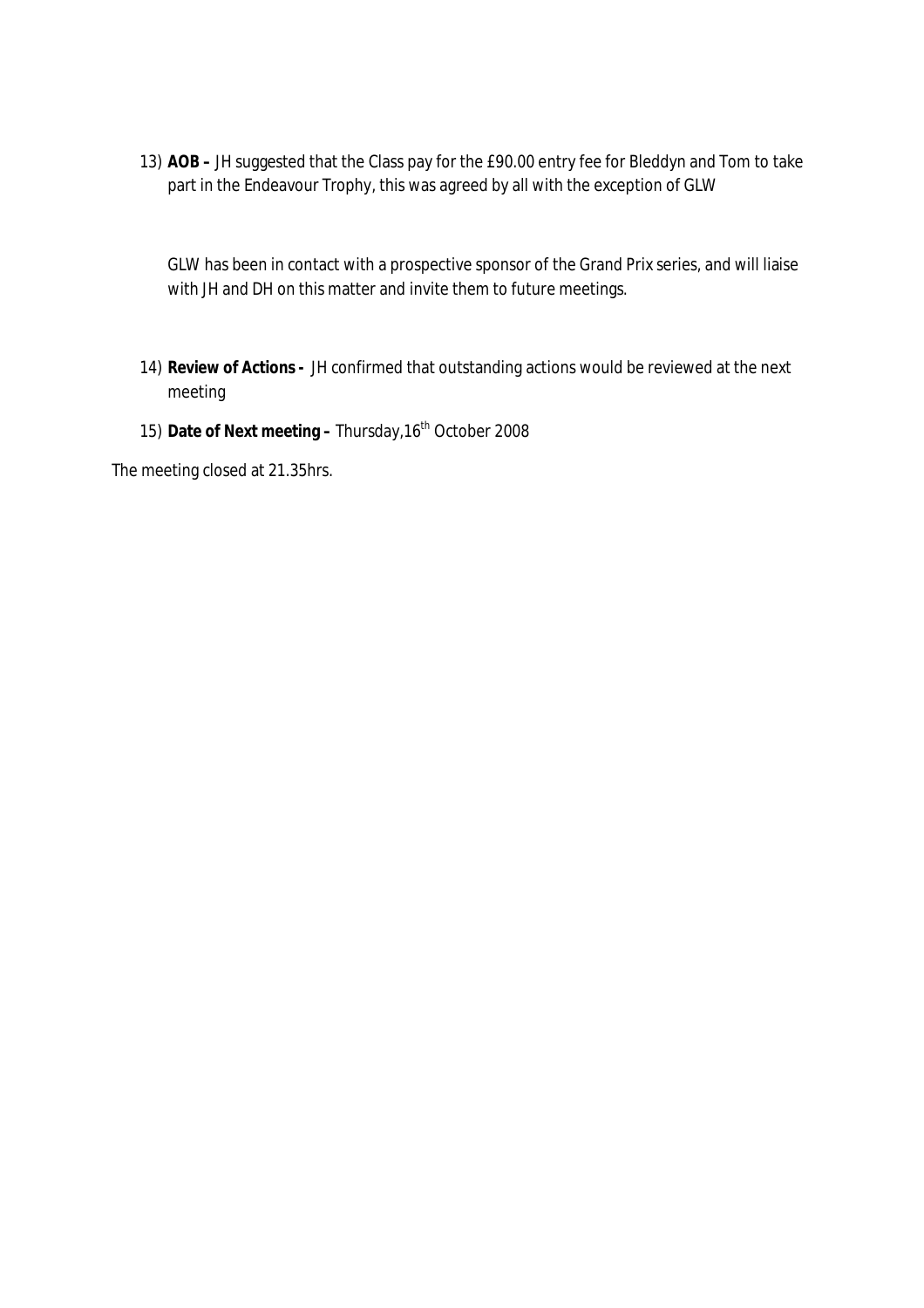13) **AOB –** JH suggested that the Class pay for the £90.00 entry fee for Bleddyn and Tom to take part in the Endeavour Trophy, this was agreed by all with the exception of GLW

    GLW has been in contact with a prospective sponsor of the Grand Prix series, and will liaise with JH and DH on this matter and invite them to future meetings.

14) **Review of Actions -** JH confirmed that outstanding actions would be reviewed at the next meeting

15) **Date of Next meeting –** Thursday,16th October 2008

The meeting closed at 21.35hrs.